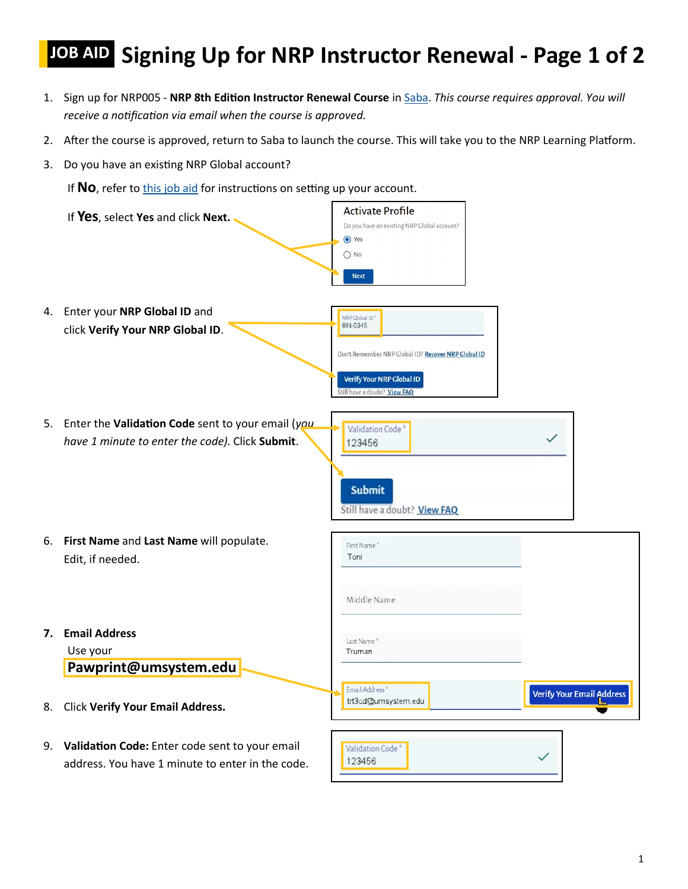# JOB AID Signing Up for NRP Instructor Renewal - Page 1 of 2

1. Sign up for NRP005 - **NRP 8th Edition Instructor Renewal Course** in Saba. *This course requires approval. You will receive a notification via email when the course is approved.*
2. After the course is approved, return to Saba to launch the course. This will take you to the NRP Learning Platform.
3. Do you have an existing NRP Global account?

   If **No**, refer to this job aid for instructions on setting up your account.

   If **Yes**, select **Yes** and click **Next.**

   Activate Profile
   Do you have an existing NRP Global account?
   Yes
   No
   Next

4. Enter your **NRP Global ID** and click **Verify Your NRP Global ID**.

   NRP Global ID *
   8IN-0345
   Don't Remember NRP Global ID? Recover NRP Global ID
   Verify Your NRP Global ID
   Still have a doubt? View FAQ

5. Enter the **Validation Code** sent to your email (*you have 1 minute to enter the code).* Click **Submit**.

   Validation Code *
   123456
   Submit
   Still have a doubt? View FAQ

6. **First Name** and **Last Name** will populate. Edit, if needed.

   First Name *
   Toni
   Middle Name
   Last Name *
   Truman

7. **Email Address**
   Use your
   **Pawprint@umsystem.edu**

   Email Address *
   trt3cd@umsystem.edu
   Verify Your Email Address

8. Click **Verify Your Email Address.**
9. **Validation Code:** Enter code sent to your email address. You have 1 minute to enter in the code.

   Validation Code *
   123456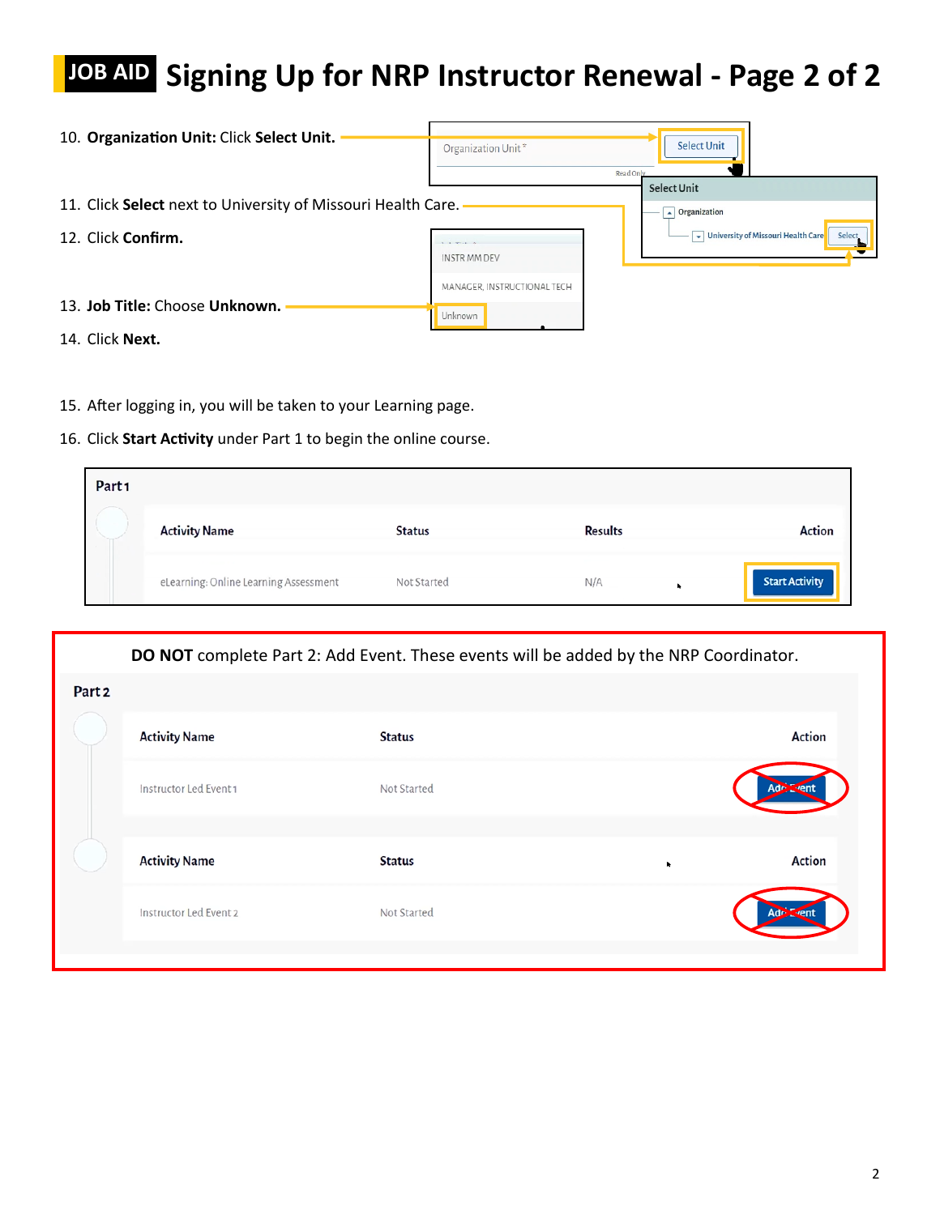# JOB AID Signing Up for NRP Instructor Renewal - Page 2 of 2

10. **Organization Unit:** Click **Select Unit.**

Organization Unit *

Select Unit

Read Only

11. Click **Select** next to University of Missouri Health Care.

Select Unit

Organization

University of Missouri Health Care

Select

12. Click **Confirm.**

INSTR MM DEV

MANAGER, INSTRUCTIONAL TECH

13. **Job Title:** Choose **Unknown.**

Unknown

14. Click **Next.**

15. After logging in, you will be taken to your Learning page.

16. Click **Start Activity** under Part 1 to begin the online course.

**Part 1**

| Activity Name | Status | Results | Action |
|---|---|---|---|
| eLearning: Online Learning Assessment | Not Started | N/A | Start Activity |

**DO NOT** complete Part 2: Add Event. These events will be added by the NRP Coordinator.

**Part 2**

| Activity Name | Status | Action |
|---|---|---|
| Instructor Led Event 1 | Not Started | Add Event |

| Activity Name | Status | Action |
|---|---|---|
| Instructor Led Event 2 | Not Started | Add Event |